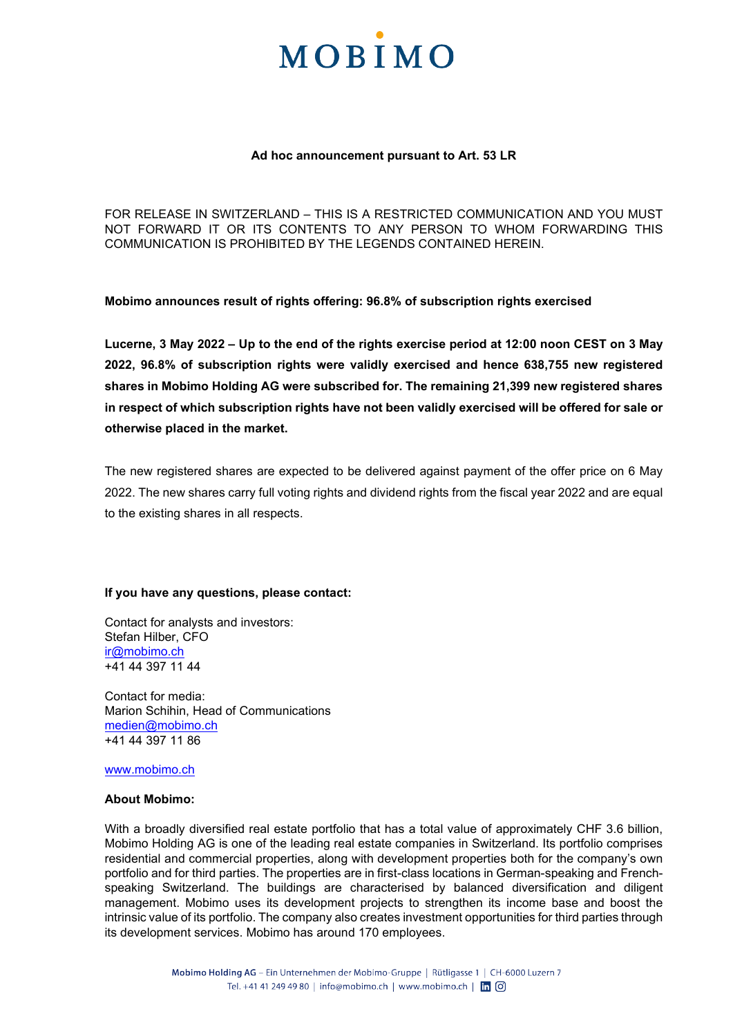MOBIMO

**Ad hoc announcement pursuant to Art. 53 LR**

FOR RELEASE IN SWITZERLAND – THIS IS A RESTRICTED COMMUNICATION AND YOU MUST NOT FORWARD IT OR ITS CONTENTS TO ANY PERSON TO WHOM FORWARDING THIS COMMUNICATION IS PROHIBITED BY THE LEGENDS CONTAINED HEREIN.

**Mobimo announces result of rights offering: 96.8% of subscription rights exercised**

**Lucerne, 3 May 2022 – Up to the end of the rights exercise period at 12:00 noon CEST on 3 May 2022, 96.8% of subscription rights were validly exercised and hence 638,755 new registered shares in Mobimo Holding AG were subscribed for. The remaining 21,399 new registered shares in respect of which subscription rights have not been validly exercised will be offered for sale or otherwise placed in the market.**

The new registered shares are expected to be delivered against payment of the offer price on 6 May 2022. The new shares carry full voting rights and dividend rights from the fiscal year 2022 and are equal to the existing shares in all respects.

**If you have any questions, please contact:**

Contact for analysts and investors:
Stefan Hilber, CFO
ir@mobimo.ch
+41 44 397 11 44

Contact for media:
Marion Schihin, Head of Communications
medien@mobimo.ch
+41 44 397 11 86

www.mobimo.ch

**About Mobimo:**

With a broadly diversified real estate portfolio that has a total value of approximately CHF 3.6 billion, Mobimo Holding AG is one of the leading real estate companies in Switzerland. Its portfolio comprises residential and commercial properties, along with development properties both for the company's own portfolio and for third parties. The properties are in first-class locations in German-speaking and French-speaking Switzerland. The buildings are characterised by balanced diversification and diligent management. Mobimo uses its development projects to strengthen its income base and boost the intrinsic value of its portfolio. The company also creates investment opportunities for third parties through its development services. Mobimo has around 170 employees.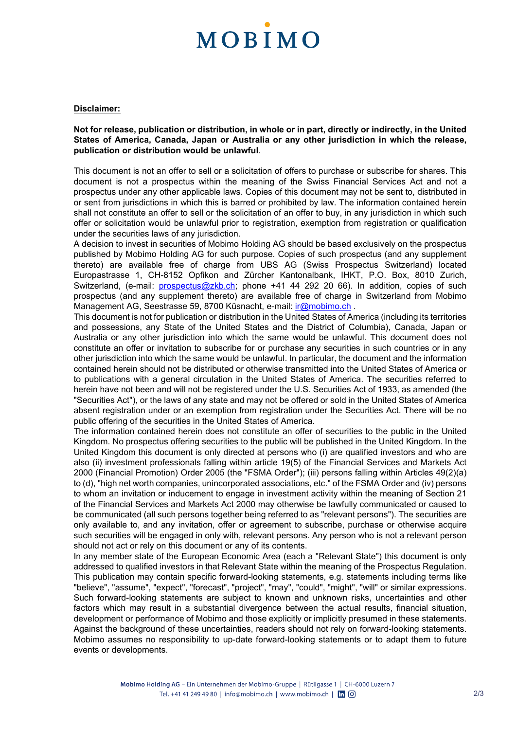**Disclaimer:**

**Not for release, publication or distribution, in whole or in part, directly or indirectly, in the United States of America, Canada, Japan or Australia or any other jurisdiction in which the release, publication or distribution would be unlawful**.

This document is not an offer to sell or a solicitation of offers to purchase or subscribe for shares. This document is not a prospectus within the meaning of the Swiss Financial Services Act and not a prospectus under any other applicable laws. Copies of this document may not be sent to, distributed in or sent from jurisdictions in which this is barred or prohibited by law. The information contained herein shall not constitute an offer to sell or the solicitation of an offer to buy, in any jurisdiction in which such offer or solicitation would be unlawful prior to registration, exemption from registration or qualification under the securities laws of any jurisdiction.

A decision to invest in securities of Mobimo Holding AG should be based exclusively on the prospectus published by Mobimo Holding AG for such purpose. Copies of such prospectus (and any supplement thereto) are available free of charge from UBS AG (Swiss Prospectus Switzerland) located Europastrasse 1, CH-8152 Opfikon and Zürcher Kantonalbank, IHKT, P.O. Box, 8010 Zurich, Switzerland, (e-mail: prospectus@zkb.ch; phone +41 44 292 20 66). In addition, copies of such prospectus (and any supplement thereto) are available free of charge in Switzerland from Mobimo Management AG, Seestrasse 59, 8700 Küsnacht, e-mail: ir@mobimo.ch .

This document is not for publication or distribution in the United States of America (including its territories and possessions, any State of the United States and the District of Columbia), Canada, Japan or Australia or any other jurisdiction into which the same would be unlawful. This document does not constitute an offer or invitation to subscribe for or purchase any securities in such countries or in any other jurisdiction into which the same would be unlawful. In particular, the document and the information contained herein should not be distributed or otherwise transmitted into the United States of America or to publications with a general circulation in the United States of America. The securities referred to herein have not been and will not be registered under the U.S. Securities Act of 1933, as amended (the "Securities Act"), or the laws of any state and may not be offered or sold in the United States of America absent registration under or an exemption from registration under the Securities Act. There will be no public offering of the securities in the United States of America.

The information contained herein does not constitute an offer of securities to the public in the United Kingdom. No prospectus offering securities to the public will be published in the United Kingdom. In the United Kingdom this document is only directed at persons who (i) are qualified investors and who are also (ii) investment professionals falling within article 19(5) of the Financial Services and Markets Act 2000 (Financial Promotion) Order 2005 (the "FSMA Order"); (iii) persons falling within Articles 49(2)(a) to (d), "high net worth companies, unincorporated associations, etc." of the FSMA Order and (iv) persons to whom an invitation or inducement to engage in investment activity within the meaning of Section 21 of the Financial Services and Markets Act 2000 may otherwise be lawfully communicated or caused to be communicated (all such persons together being referred to as "relevant persons"). The securities are only available to, and any invitation, offer or agreement to subscribe, purchase or otherwise acquire such securities will be engaged in only with, relevant persons. Any person who is not a relevant person should not act or rely on this document or any of its contents.

In any member state of the European Economic Area (each a "Relevant State") this document is only addressed to qualified investors in that Relevant State within the meaning of the Prospectus Regulation.

This publication may contain specific forward-looking statements, e.g. statements including terms like "believe", "assume", "expect", "forecast", "project", "may", "could", "might", "will" or similar expressions. Such forward-looking statements are subject to known and unknown risks, uncertainties and other factors which may result in a substantial divergence between the actual results, financial situation, development or performance of Mobimo and those explicitly or implicitly presumed in these statements. Against the background of these uncertainties, readers should not rely on forward-looking statements. Mobimo assumes no responsibility to up-date forward-looking statements or to adapt them to future events or developments.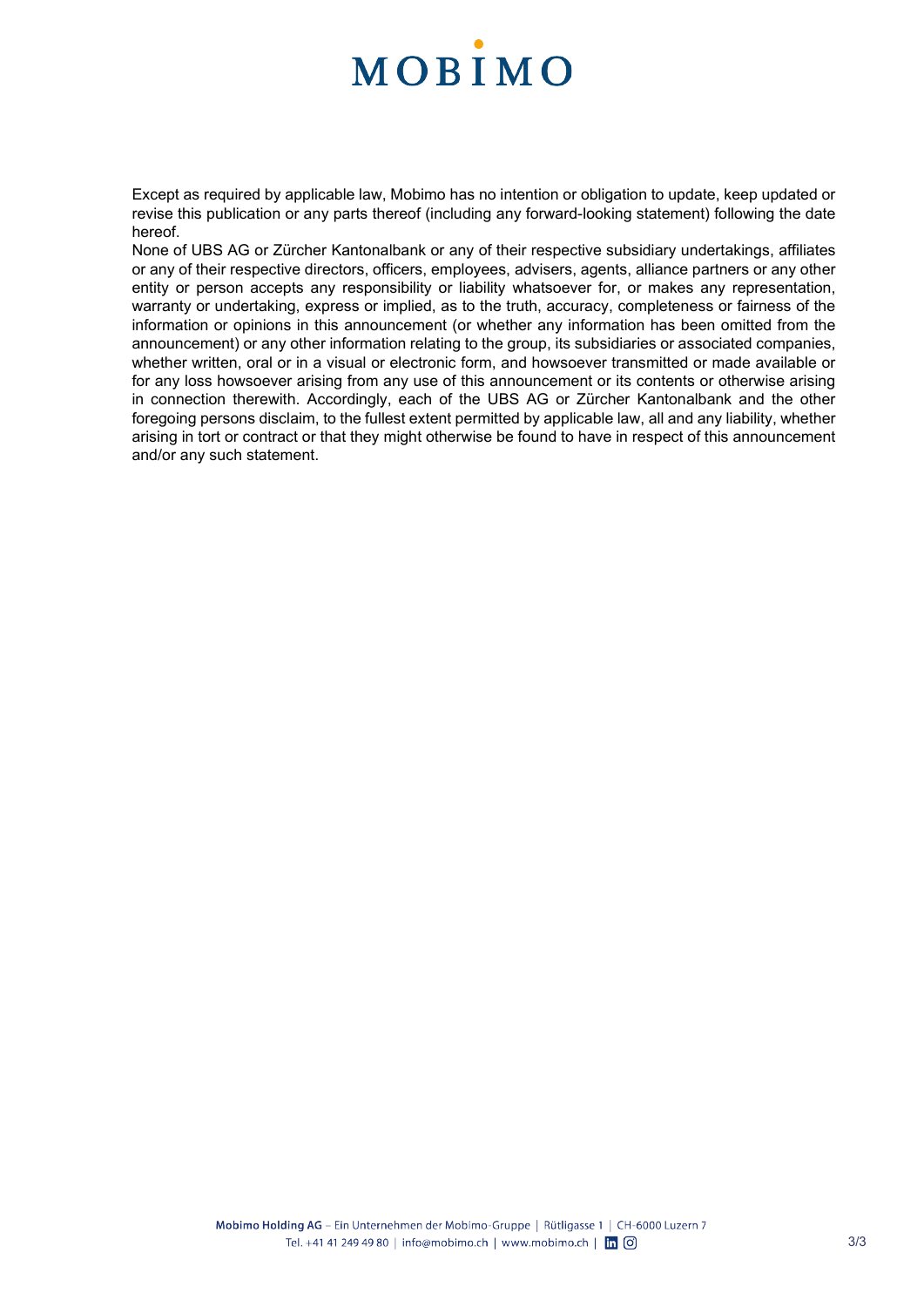Except as required by applicable law, Mobimo has no intention or obligation to update, keep updated or revise this publication or any parts thereof (including any forward-looking statement) following the date hereof.

None of UBS AG or Zürcher Kantonalbank or any of their respective subsidiary undertakings, affiliates or any of their respective directors, officers, employees, advisers, agents, alliance partners or any other entity or person accepts any responsibility or liability whatsoever for, or makes any representation, warranty or undertaking, express or implied, as to the truth, accuracy, completeness or fairness of the information or opinions in this announcement (or whether any information has been omitted from the announcement) or any other information relating to the group, its subsidiaries or associated companies, whether written, oral or in a visual or electronic form, and howsoever transmitted or made available or for any loss howsoever arising from any use of this announcement or its contents or otherwise arising in connection therewith. Accordingly, each of the UBS AG or Zürcher Kantonalbank and the other foregoing persons disclaim, to the fullest extent permitted by applicable law, all and any liability, whether arising in tort or contract or that they might otherwise be found to have in respect of this announcement and/or any such statement.